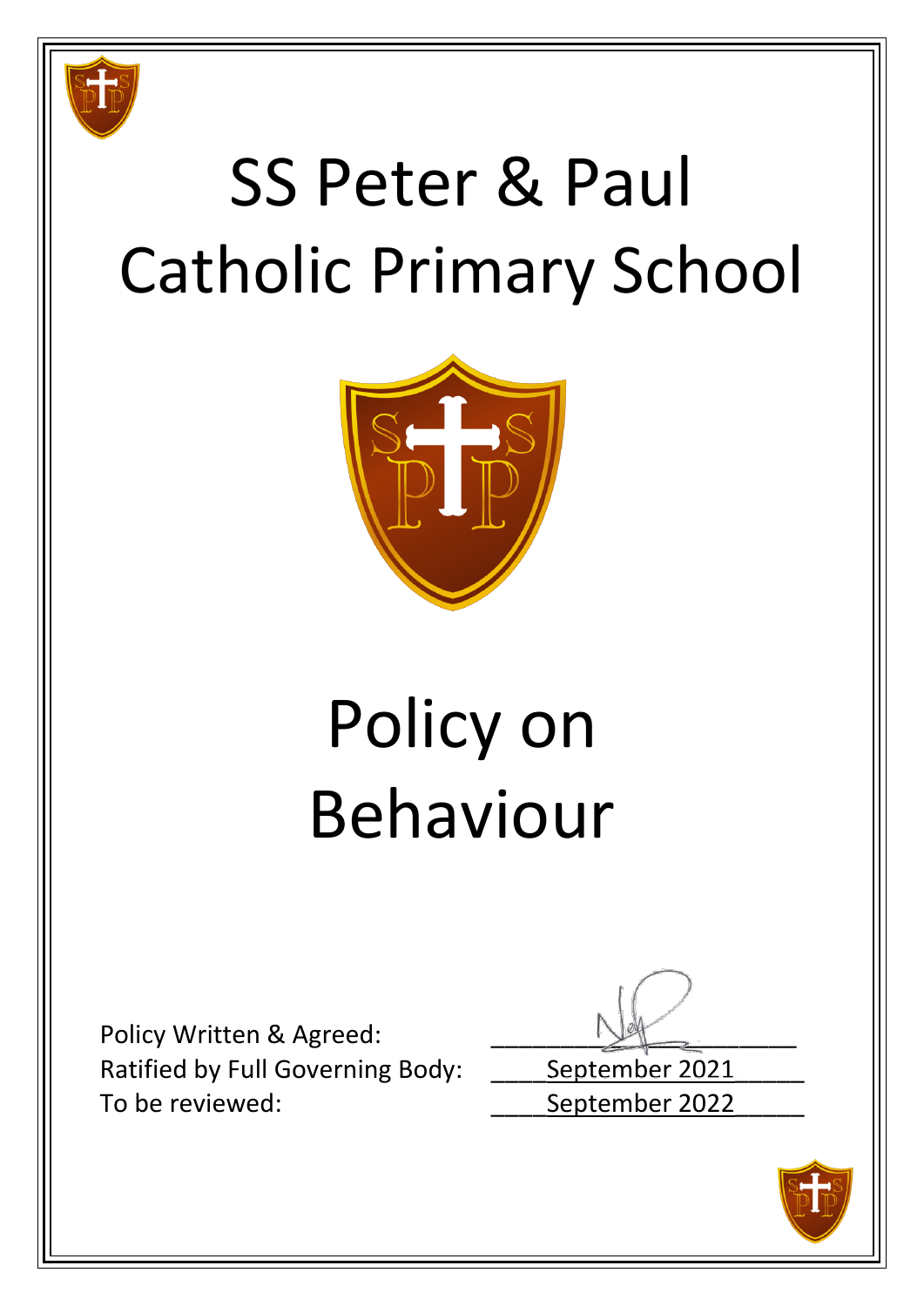# SS Peter & Paul Catholic Primary School

# Policy on Behaviour

Policy Written & Agreed:

Ratified by Full Governing Body: September 2021

To be reviewed: September 2022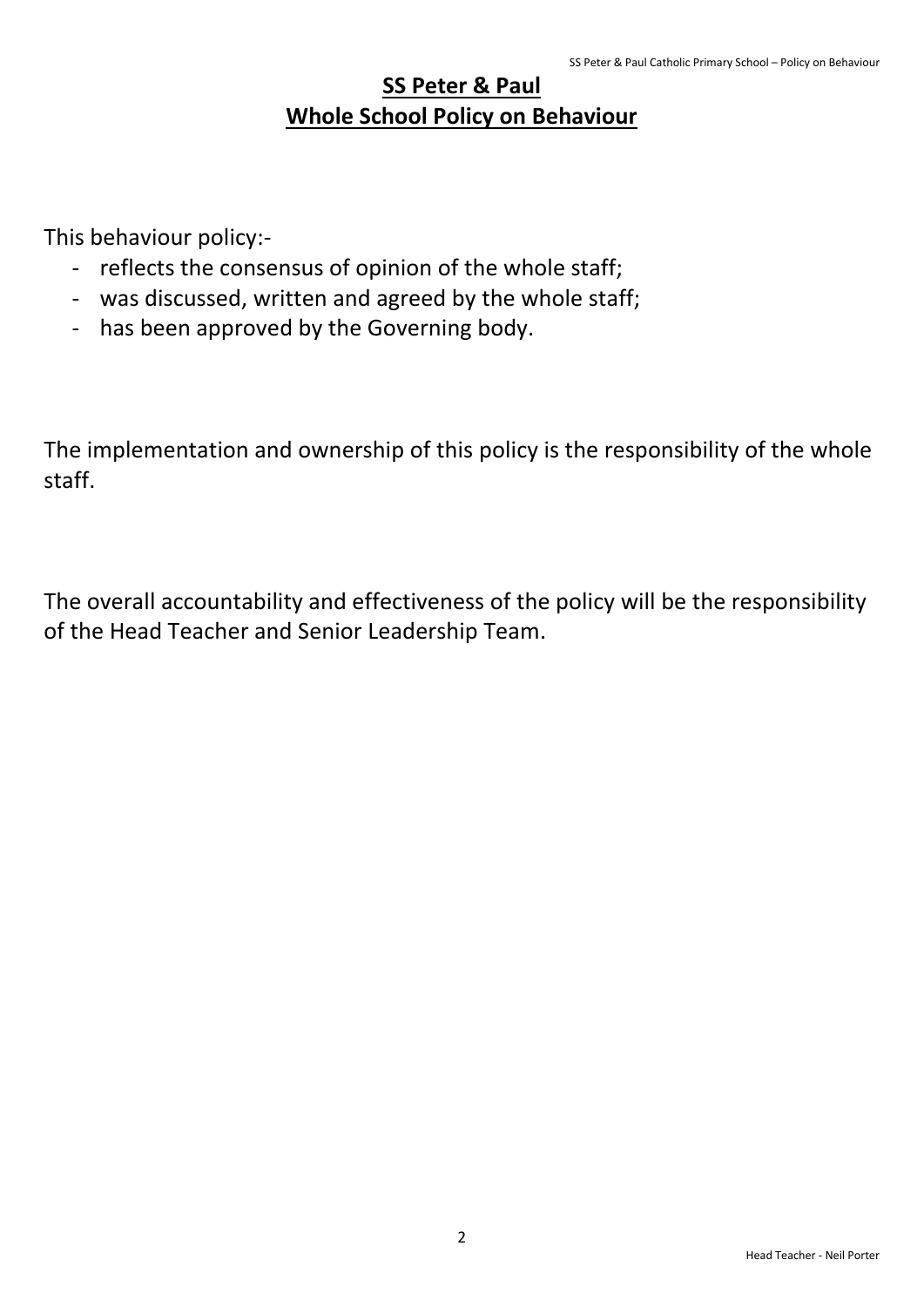# SS Peter & Paul
## Whole School Policy on Behaviour

This behaviour policy:-

- reflects the consensus of opinion of the whole staff;
- was discussed, written and agreed by the whole staff;
- has been approved by the Governing body.

The implementation and ownership of this policy is the responsibility of the whole staff.

The overall accountability and effectiveness of the policy will be the responsibility of the Head Teacher and Senior Leadership Team.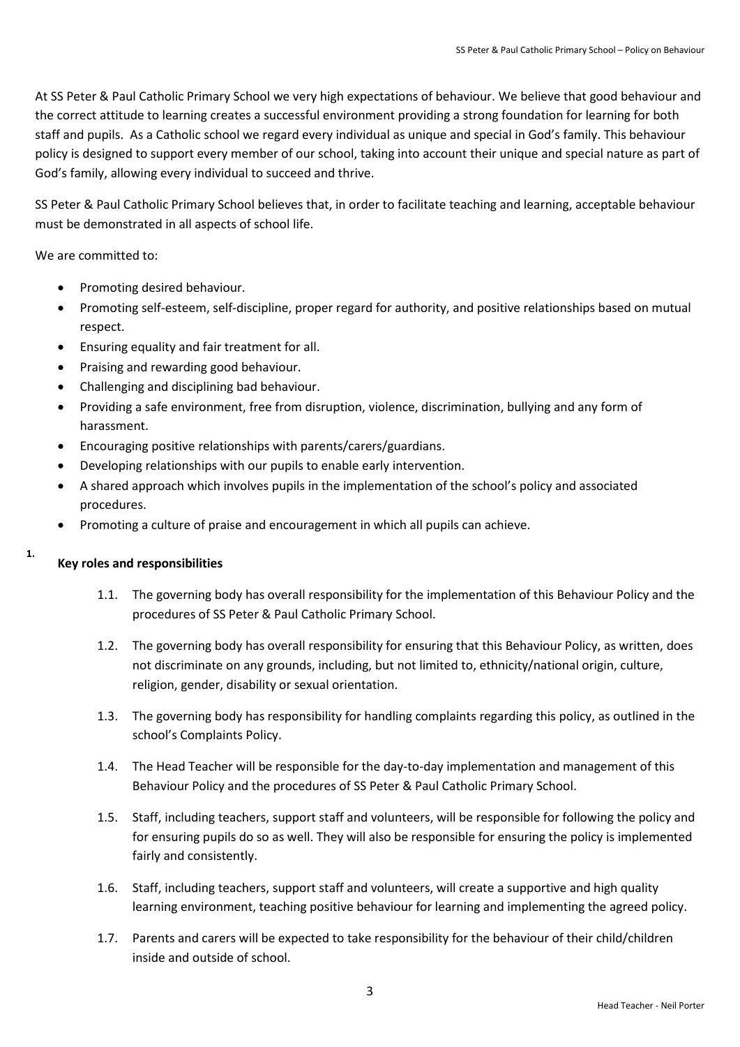At SS Peter & Paul Catholic Primary School we very high expectations of behaviour. We believe that good behaviour and the correct attitude to learning creates a successful environment providing a strong foundation for learning for both staff and pupils. As a Catholic school we regard every individual as unique and special in God's family. This behaviour policy is designed to support every member of our school, taking into account their unique and special nature as part of God's family, allowing every individual to succeed and thrive.

SS Peter & Paul Catholic Primary School believes that, in order to facilitate teaching and learning, acceptable behaviour must be demonstrated in all aspects of school life.

We are committed to:

- Promoting desired behaviour.
- Promoting self-esteem, self-discipline, proper regard for authority, and positive relationships based on mutual respect.
- Ensuring equality and fair treatment for all.
- Praising and rewarding good behaviour.
- Challenging and disciplining bad behaviour.
- Providing a safe environment, free from disruption, violence, discrimination, bullying and any form of harassment.
- Encouraging positive relationships with parents/carers/guardians.
- Developing relationships with our pupils to enable early intervention.
- A shared approach which involves pupils in the implementation of the school's policy and associated procedures.
- Promoting a culture of praise and encouragement in which all pupils can achieve.

## 1. Key roles and responsibilities

1.1. The governing body has overall responsibility for the implementation of this Behaviour Policy and the procedures of SS Peter & Paul Catholic Primary School.

1.2. The governing body has overall responsibility for ensuring that this Behaviour Policy, as written, does not discriminate on any grounds, including, but not limited to, ethnicity/national origin, culture, religion, gender, disability or sexual orientation.

1.3. The governing body has responsibility for handling complaints regarding this policy, as outlined in the school's Complaints Policy.

1.4. The Head Teacher will be responsible for the day-to-day implementation and management of this Behaviour Policy and the procedures of SS Peter & Paul Catholic Primary School.

1.5. Staff, including teachers, support staff and volunteers, will be responsible for following the policy and for ensuring pupils do so as well. They will also be responsible for ensuring the policy is implemented fairly and consistently.

1.6. Staff, including teachers, support staff and volunteers, will create a supportive and high quality learning environment, teaching positive behaviour for learning and implementing the agreed policy.

1.7. Parents and carers will be expected to take responsibility for the behaviour of their child/children inside and outside of school.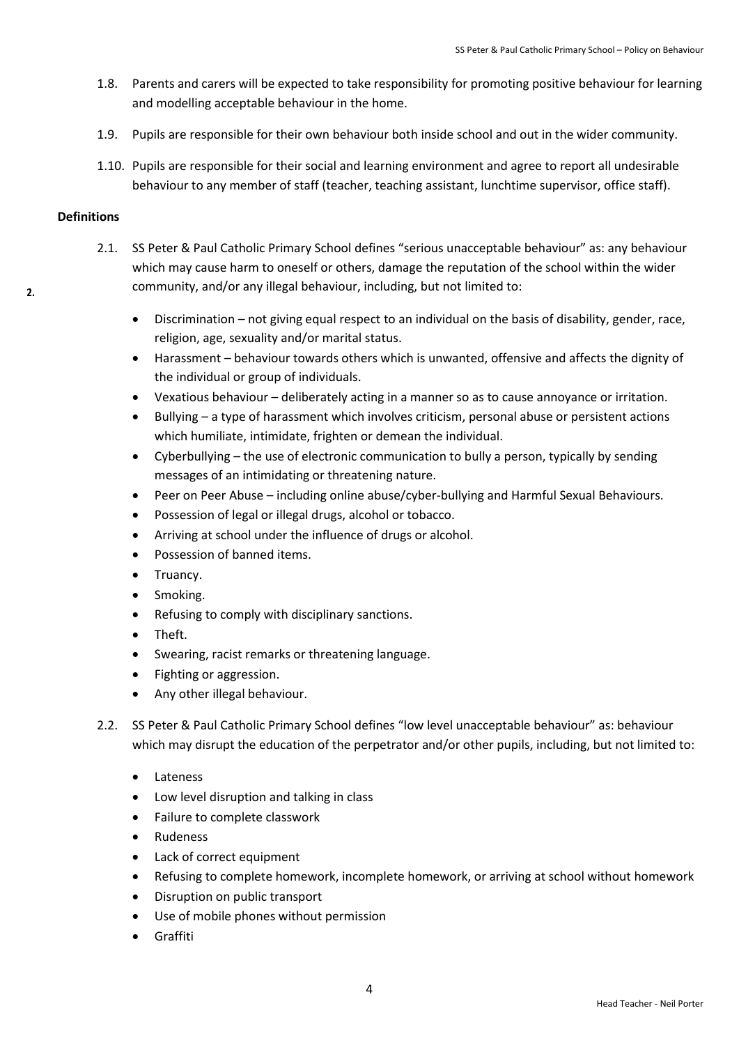1.8. Parents and carers will be expected to take responsibility for promoting positive behaviour for learning and modelling acceptable behaviour in the home.

1.9. Pupils are responsible for their own behaviour both inside school and out in the wider community.

1.10. Pupils are responsible for their social and learning environment and agree to report all undesirable behaviour to any member of staff (teacher, teaching assistant, lunchtime supervisor, office staff).

## 2. Definitions

2.1. SS Peter & Paul Catholic Primary School defines "serious unacceptable behaviour" as: any behaviour which may cause harm to oneself or others, damage the reputation of the school within the wider community, and/or any illegal behaviour, including, but not limited to:

- Discrimination – not giving equal respect to an individual on the basis of disability, gender, race, religion, age, sexuality and/or marital status.
- Harassment – behaviour towards others which is unwanted, offensive and affects the dignity of the individual or group of individuals.
- Vexatious behaviour – deliberately acting in a manner so as to cause annoyance or irritation.
- Bullying – a type of harassment which involves criticism, personal abuse or persistent actions which humiliate, intimidate, frighten or demean the individual.
- Cyberbullying – the use of electronic communication to bully a person, typically by sending messages of an intimidating or threatening nature.
- Peer on Peer Abuse – including online abuse/cyber-bullying and Harmful Sexual Behaviours.
- Possession of legal or illegal drugs, alcohol or tobacco.
- Arriving at school under the influence of drugs or alcohol.
- Possession of banned items.
- Truancy.
- Smoking.
- Refusing to comply with disciplinary sanctions.
- Theft.
- Swearing, racist remarks or threatening language.
- Fighting or aggression.
- Any other illegal behaviour.

2.2. SS Peter & Paul Catholic Primary School defines "low level unacceptable behaviour" as: behaviour which may disrupt the education of the perpetrator and/or other pupils, including, but not limited to:

- Lateness
- Low level disruption and talking in class
- Failure to complete classwork
- Rudeness
- Lack of correct equipment
- Refusing to complete homework, incomplete homework, or arriving at school without homework
- Disruption on public transport
- Use of mobile phones without permission
- Graffiti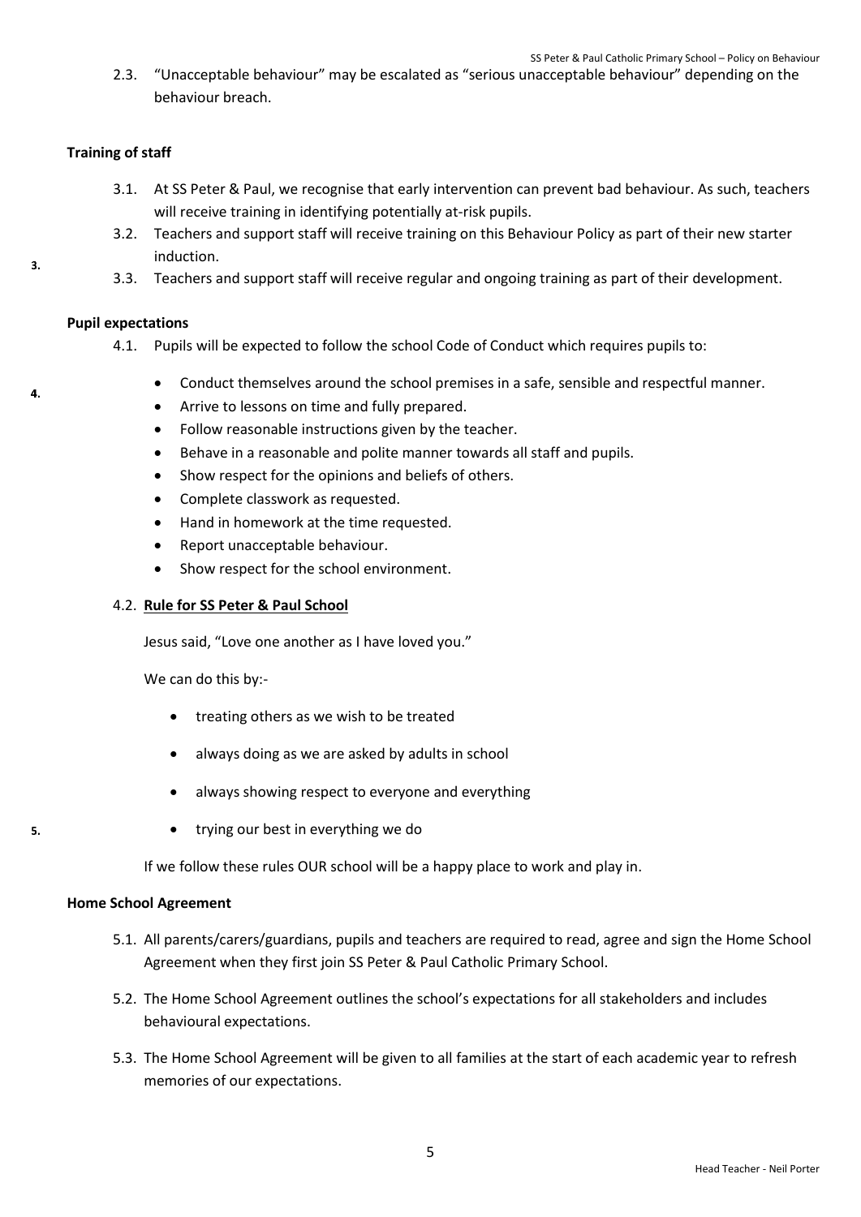2.3. “Unacceptable behaviour” may be escalated as “serious unacceptable behaviour” depending on the behaviour breach.

## 3. Training of staff

3.1. At SS Peter & Paul, we recognise that early intervention can prevent bad behaviour. As such, teachers will receive training in identifying potentially at-risk pupils.

3.2. Teachers and support staff will receive training on this Behaviour Policy as part of their new starter induction.

3.3. Teachers and support staff will receive regular and ongoing training as part of their development.

## 4. Pupil expectations

4.1. Pupils will be expected to follow the school Code of Conduct which requires pupils to:

- Conduct themselves around the school premises in a safe, sensible and respectful manner.
- Arrive to lessons on time and fully prepared.
- Follow reasonable instructions given by the teacher.
- Behave in a reasonable and polite manner towards all staff and pupils.
- Show respect for the opinions and beliefs of others.
- Complete classwork as requested.
- Hand in homework at the time requested.
- Report unacceptable behaviour.
- Show respect for the school environment.

4.2. **Rule for SS Peter & Paul School**

Jesus said, “Love one another as I have loved you.”

We can do this by:-

- treating others as we wish to be treated
- always doing as we are asked by adults in school
- always showing respect to everyone and everything
- trying our best in everything we do

If we follow these rules OUR school will be a happy place to work and play in.

## 5. Home School Agreement

5.1. All parents/carers/guardians, pupils and teachers are required to read, agree and sign the Home School Agreement when they first join SS Peter & Paul Catholic Primary School.

5.2. The Home School Agreement outlines the school’s expectations for all stakeholders and includes behavioural expectations.

5.3. The Home School Agreement will be given to all families at the start of each academic year to refresh memories of our expectations.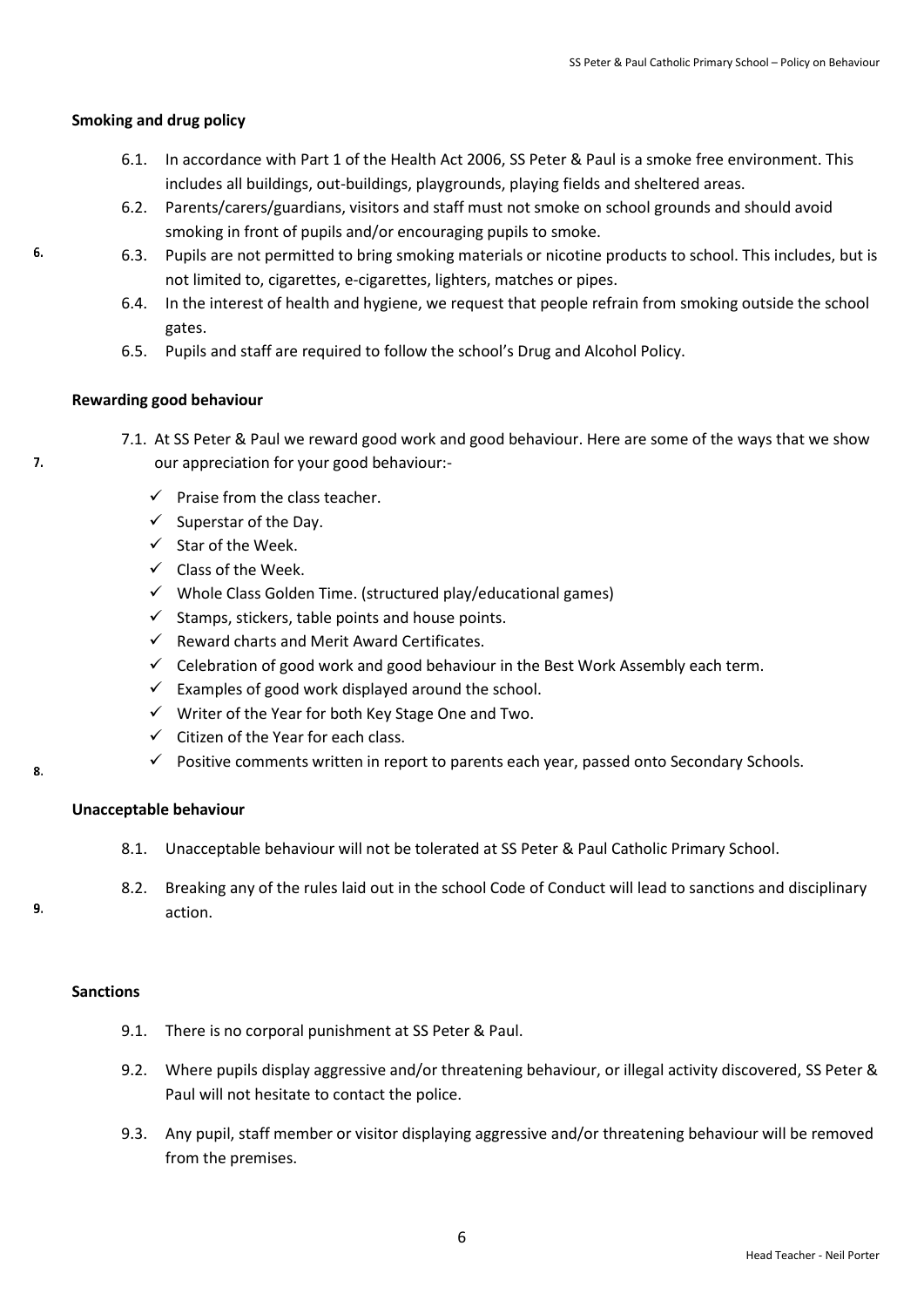### Smoking and drug policy

6.1. In accordance with Part 1 of the Health Act 2006, SS Peter & Paul is a smoke free environment. This includes all buildings, out-buildings, playgrounds, playing fields and sheltered areas.

6.2. Parents/carers/guardians, visitors and staff must not smoke on school grounds and should avoid smoking in front of pupils and/or encouraging pupils to smoke.

6.3. Pupils are not permitted to bring smoking materials or nicotine products to school. This includes, but is not limited to, cigarettes, e-cigarettes, lighters, matches or pipes.

6.4. In the interest of health and hygiene, we request that people refrain from smoking outside the school gates.

6.5. Pupils and staff are required to follow the school's Drug and Alcohol Policy.

### Rewarding good behaviour

7.1. At SS Peter & Paul we reward good work and good behaviour. Here are some of the ways that we show our appreciation for your good behaviour:-

- ✓ Praise from the class teacher.
- ✓ Superstar of the Day.
- ✓ Star of the Week.
- ✓ Class of the Week.
- ✓ Whole Class Golden Time. (structured play/educational games)
- ✓ Stamps, stickers, table points and house points.
- ✓ Reward charts and Merit Award Certificates.
- ✓ Celebration of good work and good behaviour in the Best Work Assembly each term.
- ✓ Examples of good work displayed around the school.
- ✓ Writer of the Year for both Key Stage One and Two.
- ✓ Citizen of the Year for each class.
- ✓ Positive comments written in report to parents each year, passed onto Secondary Schools.

### Unacceptable behaviour

8.1. Unacceptable behaviour will not be tolerated at SS Peter & Paul Catholic Primary School.

8.2. Breaking any of the rules laid out in the school Code of Conduct will lead to sanctions and disciplinary action.

### Sanctions

9.1. There is no corporal punishment at SS Peter & Paul.

9.2. Where pupils display aggressive and/or threatening behaviour, or illegal activity discovered, SS Peter & Paul will not hesitate to contact the police.

9.3. Any pupil, staff member or visitor displaying aggressive and/or threatening behaviour will be removed from the premises.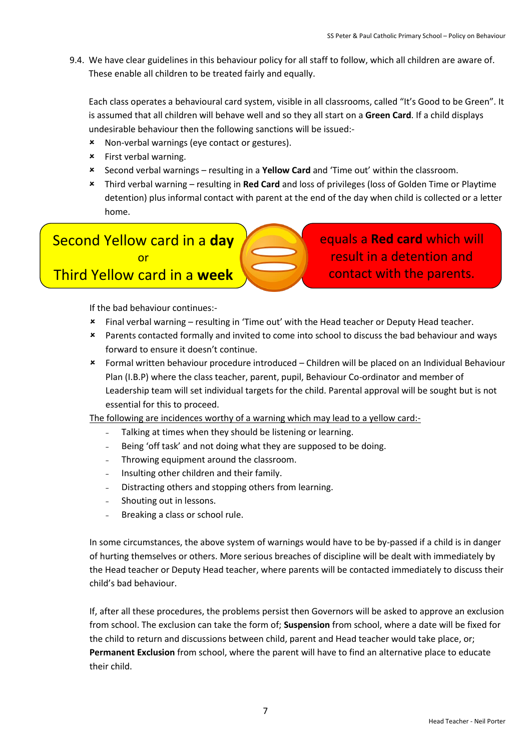9.4. We have clear guidelines in this behaviour policy for all staff to follow, which all children are aware of. These enable all children to be treated fairly and equally.

Each class operates a behavioural card system, visible in all classrooms, called "It's Good to be Green". It is assumed that all children will behave well and so they all start on a **Green Card**. If a child displays undesirable behaviour then the following sanctions will be issued:-

- Non-verbal warnings (eye contact or gestures).
- First verbal warning.
- Second verbal warnings – resulting in a **Yellow Card** and 'Time out' within the classroom.
- Third verbal warning – resulting in **Red Card** and loss of privileges (loss of Golden Time or Playtime detention) plus informal contact with parent at the end of the day when child is collected or a letter home.

Second Yellow card in a **day** or Third Yellow card in a **week** = equals a **Red card** which will result in a detention and contact with the parents.

If the bad behaviour continues:-

- Final verbal warning – resulting in 'Time out' with the Head teacher or Deputy Head teacher.
- Parents contacted formally and invited to come into school to discuss the bad behaviour and ways forward to ensure it doesn't continue.
- Formal written behaviour procedure introduced – Children will be placed on an Individual Behaviour Plan (I.B.P) where the class teacher, parent, pupil, Behaviour Co-ordinator and member of Leadership team will set individual targets for the child. Parental approval will be sought but is not essential for this to proceed.

The following are incidences worthy of a warning which may lead to a yellow card:-

- Talking at times when they should be listening or learning.
- Being 'off task' and not doing what they are supposed to be doing.
- Throwing equipment around the classroom.
- Insulting other children and their family.
- Distracting others and stopping others from learning.
- Shouting out in lessons.
- Breaking a class or school rule.

In some circumstances, the above system of warnings would have to be by-passed if a child is in danger of hurting themselves or others. More serious breaches of discipline will be dealt with immediately by the Head teacher or Deputy Head teacher, where parents will be contacted immediately to discuss their child's bad behaviour.

If, after all these procedures, the problems persist then Governors will be asked to approve an exclusion from school. The exclusion can take the form of; **Suspension** from school, where a date will be fixed for the child to return and discussions between child, parent and Head teacher would take place, or; **Permanent Exclusion** from school, where the parent will have to find an alternative place to educate their child.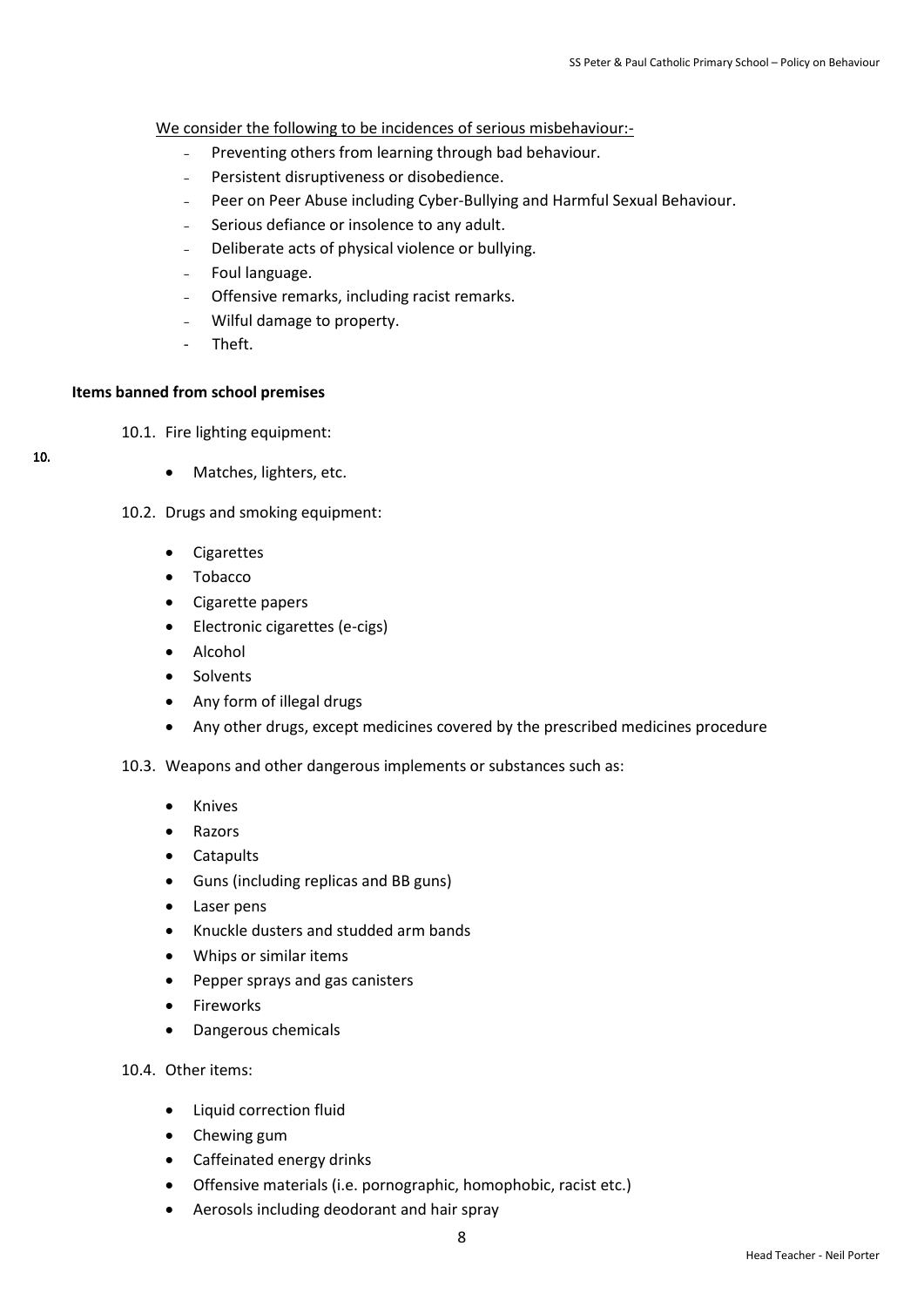We consider the following to be incidences of serious misbehaviour:-

- Preventing others from learning through bad behaviour.
- Persistent disruptiveness or disobedience.
- Peer on Peer Abuse including Cyber-Bullying and Harmful Sexual Behaviour.
- Serious defiance or insolence to any adult.
- Deliberate acts of physical violence or bullying.
- Foul language.
- Offensive remarks, including racist remarks.
- Wilful damage to property.
- Theft.

## 10. Items banned from school premises

10.1. Fire lighting equipment:

- Matches, lighters, etc.

10.2. Drugs and smoking equipment:

- Cigarettes
- Tobacco
- Cigarette papers
- Electronic cigarettes (e-cigs)
- Alcohol
- Solvents
- Any form of illegal drugs
- Any other drugs, except medicines covered by the prescribed medicines procedure

10.3. Weapons and other dangerous implements or substances such as:

- Knives
- Razors
- Catapults
- Guns (including replicas and BB guns)
- Laser pens
- Knuckle dusters and studded arm bands
- Whips or similar items
- Pepper sprays and gas canisters
- Fireworks
- Dangerous chemicals

10.4. Other items:

- Liquid correction fluid
- Chewing gum
- Caffeinated energy drinks
- Offensive materials (i.e. pornographic, homophobic, racist etc.)
- Aerosols including deodorant and hair spray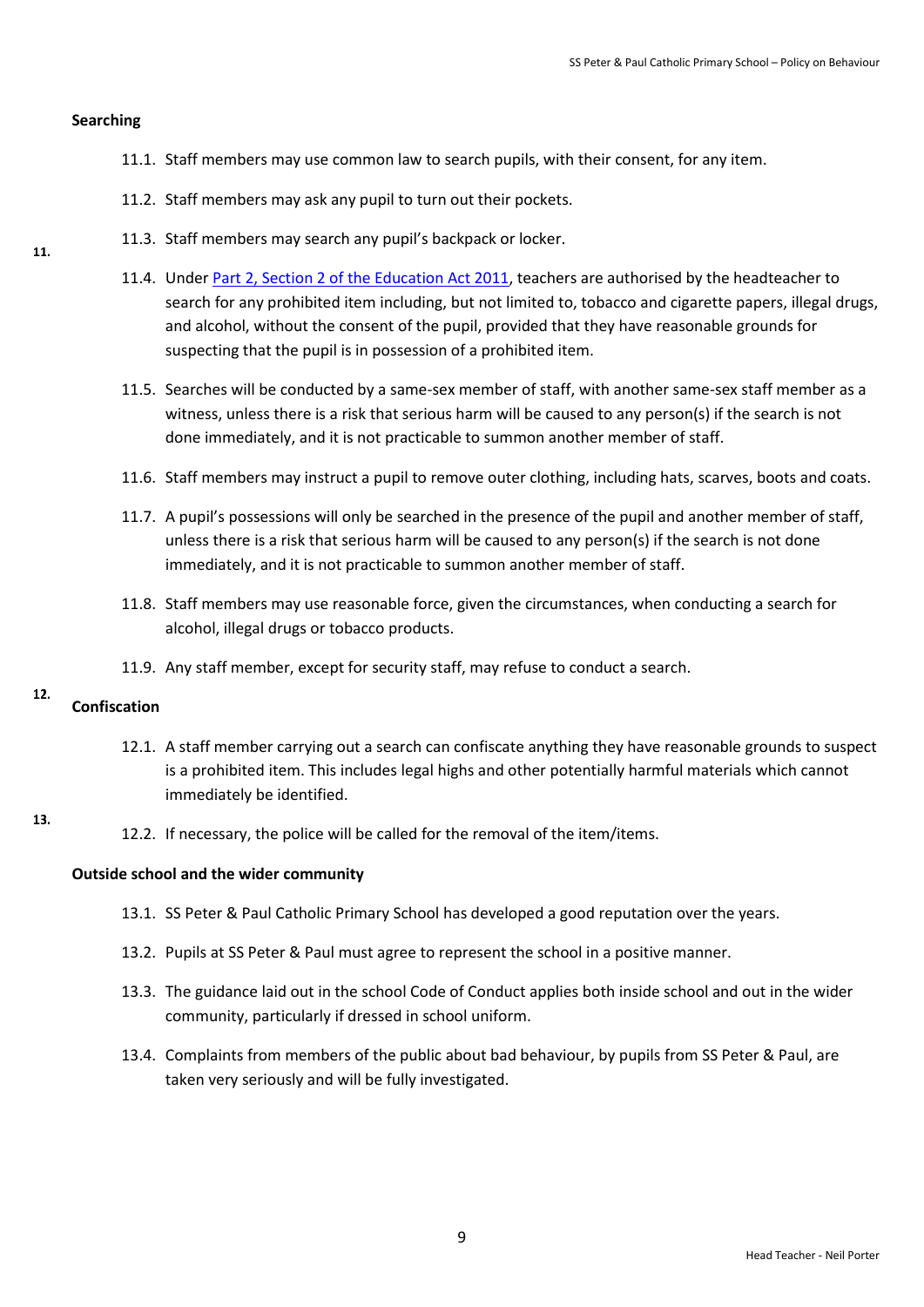## 11. Searching

11.1. Staff members may use common law to search pupils, with their consent, for any item.

11.2. Staff members may ask any pupil to turn out their pockets.

11.3. Staff members may search any pupil's backpack or locker.

11.4. Under Part 2, Section 2 of the Education Act 2011, teachers are authorised by the headteacher to search for any prohibited item including, but not limited to, tobacco and cigarette papers, illegal drugs, and alcohol, without the consent of the pupil, provided that they have reasonable grounds for suspecting that the pupil is in possession of a prohibited item.

11.5. Searches will be conducted by a same-sex member of staff, with another same-sex staff member as a witness, unless there is a risk that serious harm will be caused to any person(s) if the search is not done immediately, and it is not practicable to summon another member of staff.

11.6. Staff members may instruct a pupil to remove outer clothing, including hats, scarves, boots and coats.

11.7. A pupil's possessions will only be searched in the presence of the pupil and another member of staff, unless there is a risk that serious harm will be caused to any person(s) if the search is not done immediately, and it is not practicable to summon another member of staff.

11.8. Staff members may use reasonable force, given the circumstances, when conducting a search for alcohol, illegal drugs or tobacco products.

11.9. Any staff member, except for security staff, may refuse to conduct a search.

## 12. Confiscation

12.1. A staff member carrying out a search can confiscate anything they have reasonable grounds to suspect is a prohibited item. This includes legal highs and other potentially harmful materials which cannot immediately be identified.

12.2. If necessary, the police will be called for the removal of the item/items.

## 13. Outside school and the wider community

13.1. SS Peter & Paul Catholic Primary School has developed a good reputation over the years.

13.2. Pupils at SS Peter & Paul must agree to represent the school in a positive manner.

13.3. The guidance laid out in the school Code of Conduct applies both inside school and out in the wider community, particularly if dressed in school uniform.

13.4. Complaints from members of the public about bad behaviour, by pupils from SS Peter & Paul, are taken very seriously and will be fully investigated.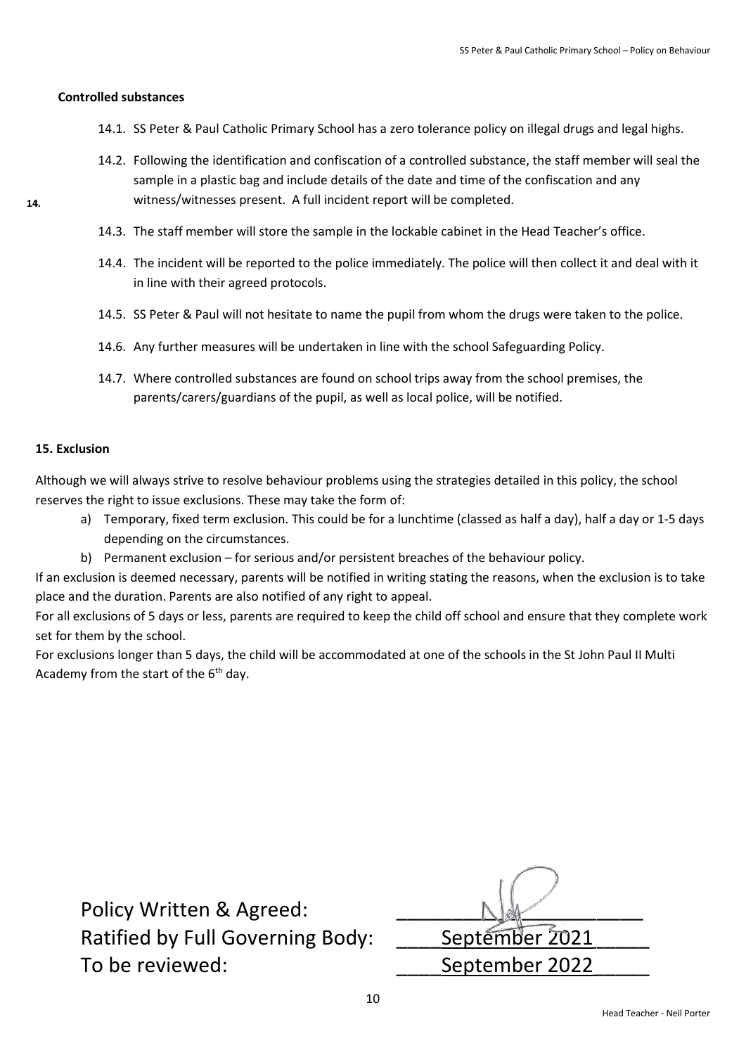#### Controlled substances

14.1. SS Peter & Paul Catholic Primary School has a zero tolerance policy on illegal drugs and legal highs.

14.2. Following the identification and confiscation of a controlled substance, the staff member will seal the sample in a plastic bag and include details of the date and time of the confiscation and any witness/witnesses present. A full incident report will be completed.

14.3. The staff member will store the sample in the lockable cabinet in the Head Teacher's office.

14.4. The incident will be reported to the police immediately. The police will then collect it and deal with it in line with their agreed protocols.

14.5. SS Peter & Paul will not hesitate to name the pupil from whom the drugs were taken to the police.

14.6. Any further measures will be undertaken in line with the school Safeguarding Policy.

14.7. Where controlled substances are found on school trips away from the school premises, the parents/carers/guardians of the pupil, as well as local police, will be notified.

#### 15. Exclusion

Although we will always strive to resolve behaviour problems using the strategies detailed in this policy, the school reserves the right to issue exclusions. These may take the form of:

a) Temporary, fixed term exclusion. This could be for a lunchtime (classed as half a day), half a day or 1-5 days depending on the circumstances.
b) Permanent exclusion – for serious and/or persistent breaches of the behaviour policy.

If an exclusion is deemed necessary, parents will be notified in writing stating the reasons, when the exclusion is to take place and the duration. Parents are also notified of any right to appeal.

For all exclusions of 5 days or less, parents are required to keep the child off school and ensure that they complete work set for them by the school.

For exclusions longer than 5 days, the child will be accommodated at one of the schools in the St John Paul II Multi Academy from the start of the 6th day.

Policy Written & Agreed: ____________________

Ratified by Full Governing Body: ____September 2021_____

To be reviewed: ____September 2022_____

Head Teacher - Neil Porter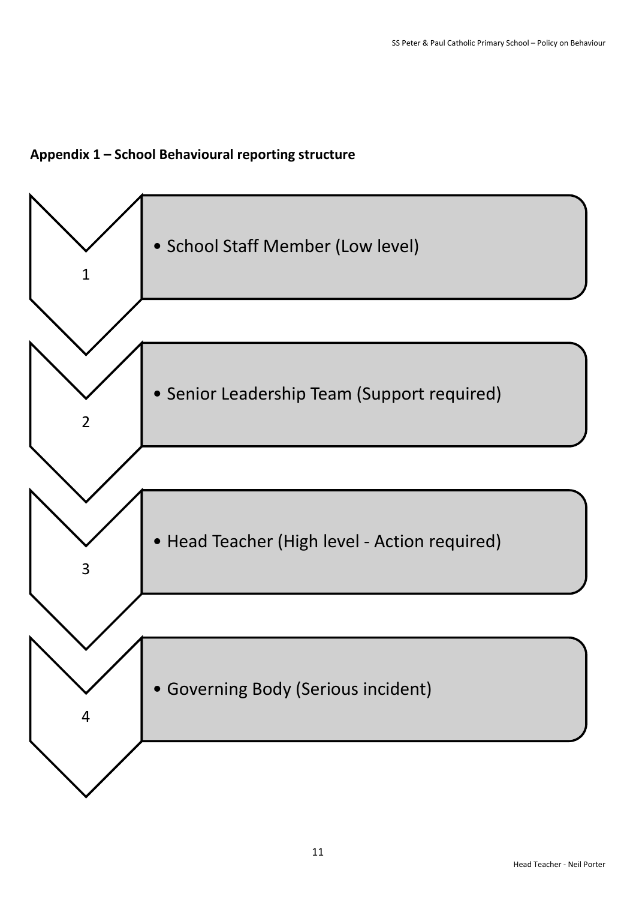**Appendix 1 – School Behavioural reporting structure**

1
- School Staff Member (Low level)

2
- Senior Leadership Team (Support required)

3
- Head Teacher (High level - Action required)

4
- Governing Body (Serious incident)